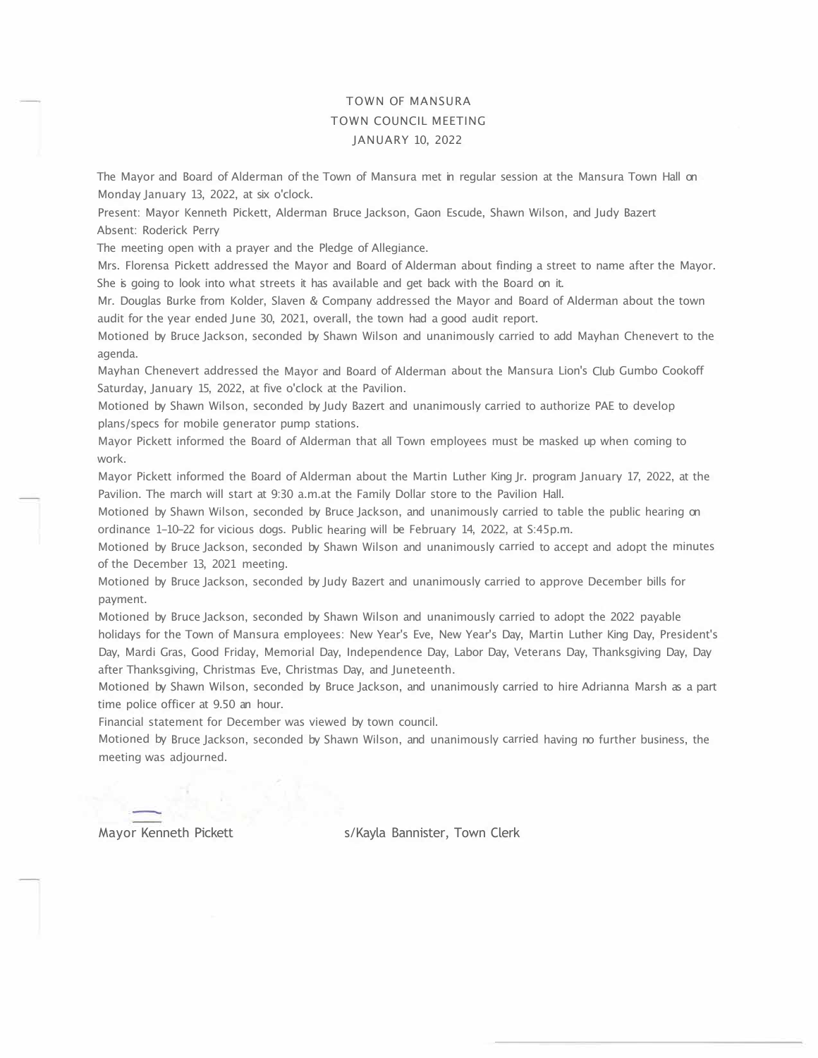# TOWN OF MANSURA
## TOWN COUNCIL MEETING
## JANUARY 10, 2022

The Mayor and Board of Alderman of the Town of Mansura met in regular session at the Mansura Town Hall on Monday January 13, 2022, at six o'clock.

Present: Mayor Kenneth Pickett, Alderman Bruce Jackson, Gaon Escude, Shawn Wilson, and Judy Bazert

Absent: Roderick Perry

The meeting open with a prayer and the Pledge of Allegiance.

Mrs. Florensa Pickett addressed the Mayor and Board of Alderman about finding a street to name after the Mayor. She is going to look into what streets it has available and get back with the Board on it.

Mr. Douglas Burke from Kolder, Slaven & Company addressed the Mayor and Board of Alderman about the town audit for the year ended June 30, 2021, overall, the town had a good audit report.

Motioned by Bruce Jackson, seconded by Shawn Wilson and unanimously carried to add Mayhan Chenevert to the agenda.

Mayhan Chenevert addressed the Mayor and Board of Alderman about the Mansura Lion's Club Gumbo Cookoff Saturday, January 15, 2022, at five o'clock at the Pavilion.

Motioned by Shawn Wilson, seconded by Judy Bazert and unanimously carried to authorize PAE to develop plans/specs for mobile generator pump stations.

Mayor Pickett informed the Board of Alderman that all Town employees must be masked up when coming to work.

Mayor Pickett informed the Board of Alderman about the Martin Luther King Jr. program January 17, 2022, at the Pavilion. The march will start at 9:30 a.m.at the Family Dollar store to the Pavilion Hall.

Motioned by Shawn Wilson, seconded by Bruce Jackson, and unanimously carried to table the public hearing on ordinance 1-10-22 for vicious dogs. Public hearing will be February 14, 2022, at S:45p.m.

Motioned by Bruce Jackson, seconded by Shawn Wilson and unanimously carried to accept and adopt the minutes of the December 13, 2021 meeting.

Motioned by Bruce Jackson, seconded by Judy Bazert and unanimously carried to approve December bills for payment.

Motioned by Bruce Jackson, seconded by Shawn Wilson and unanimously carried to adopt the 2022 payable holidays for the Town of Mansura employees: New Year's Eve, New Year's Day, Martin Luther King Day, President's Day, Mardi Gras, Good Friday, Memorial Day, Independence Day, Labor Day, Veterans Day, Thanksgiving Day, Day after Thanksgiving, Christmas Eve, Christmas Day, and Juneteenth.

Motioned by Shawn Wilson, seconded by Bruce Jackson, and unanimously carried to hire Adrianna Marsh as a part time police officer at 9.50 an hour.

Financial statement for December was viewed by town council.

Motioned by Bruce Jackson, seconded by Shawn Wilson, and unanimously carried having no further business, the meeting was adjourned.

Mayor Kenneth Pickett s/Kayla Bannister, Town Clerk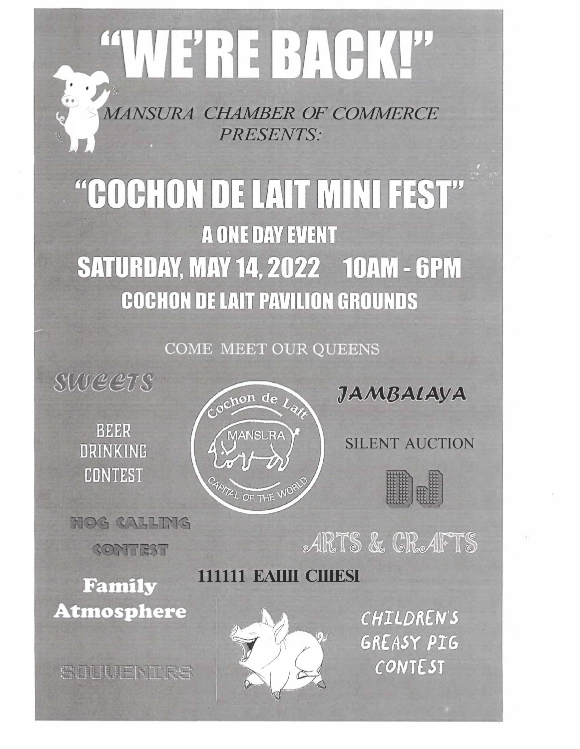# "WE'RE BACK!"

*MANSURA CHAMBER OF COMMERCE PRESENTS:*

# "COCHON DE LAIT MINI FEST"

## A ONE DAY EVENT

## SATURDAY, MAY 14, 2022 10AM - 6PM

## COCHON DE LAIT PAVILION GROUNDS

COME MEET OUR QUEENS

SWEETS

JAMBALAYA

BEER DRINKING CONTEST

Cochon de Lait MANSURA CAPITAL OF THE WORLD

SILENT AUCTION

DJ

HOG CALLING CONTEST

ARTS & CRAFTS

111111 EAIIII CIIIESI

**Family Atmosphere**

SOUVENIRS

CHILDREN'S GREASY PIG CONTEST